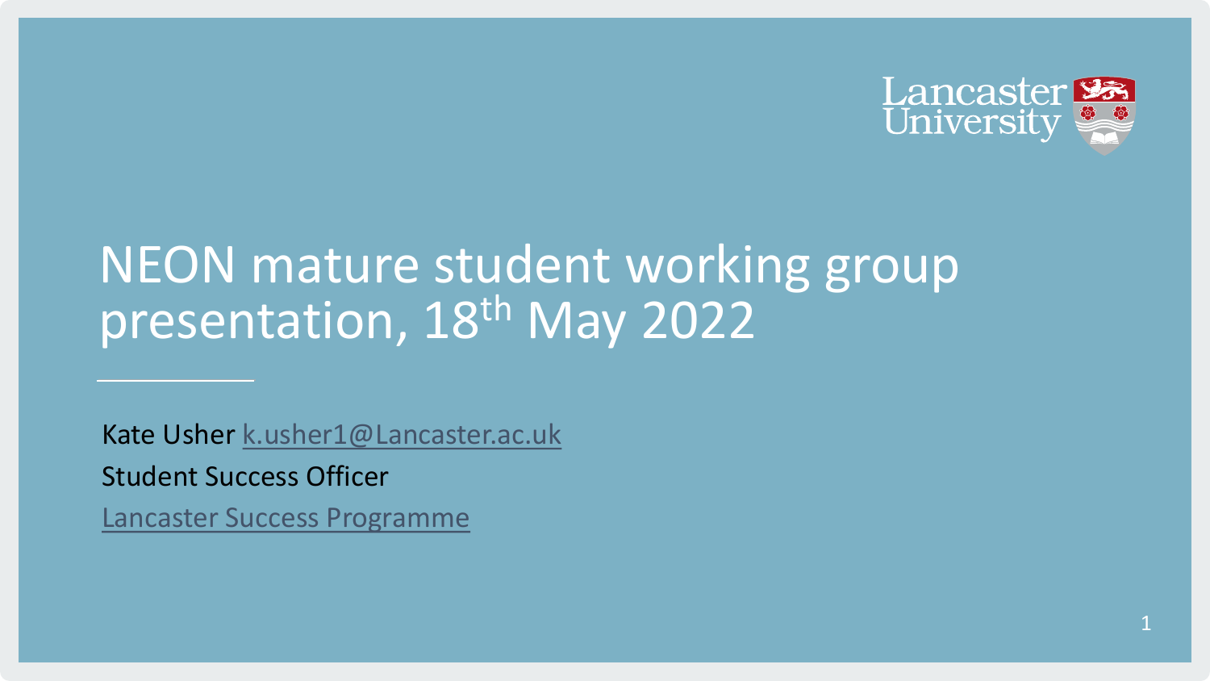# NEON mature student working group presentation, 18th May 2022

Kate Usher k.usher1@Lancaster.ac.uk

Student Success Officer

Lancaster Success Programme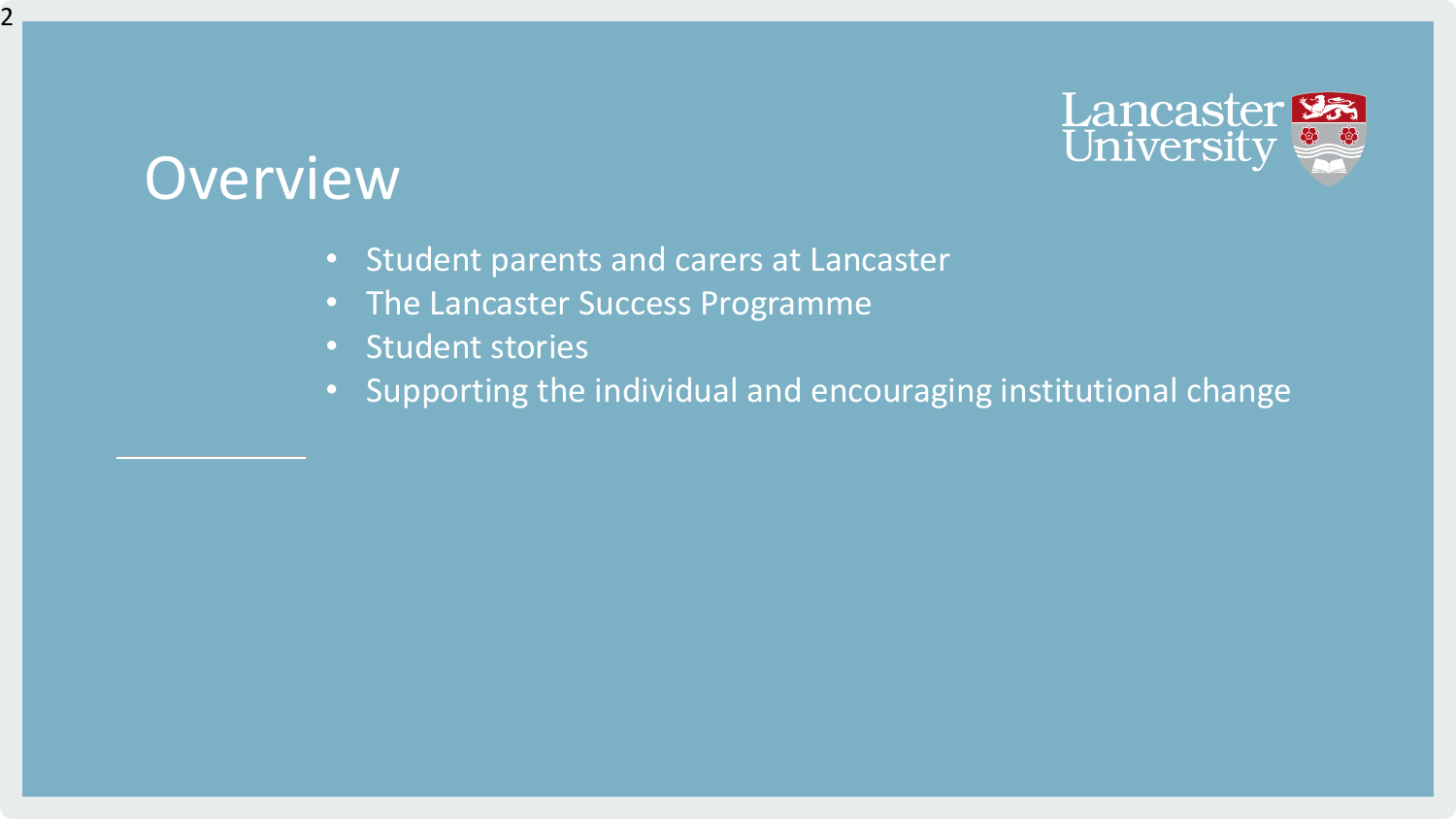# Overview

- Student parents and carers at Lancaster
- The Lancaster Success Programme
- Student stories
- Supporting the individual and encouraging institutional change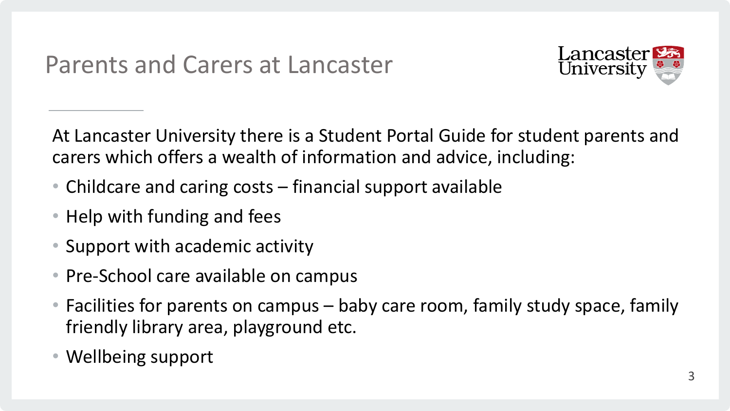# Parents and Carers at Lancaster

At Lancaster University there is a Student Portal Guide for student parents and carers which offers a wealth of information and advice, including:

- Childcare and caring costs – financial support available
- Help with funding and fees
- Support with academic activity
- Pre-School care available on campus
- Facilities for parents on campus – baby care room, family study space, family friendly library area, playground etc.
- Wellbeing support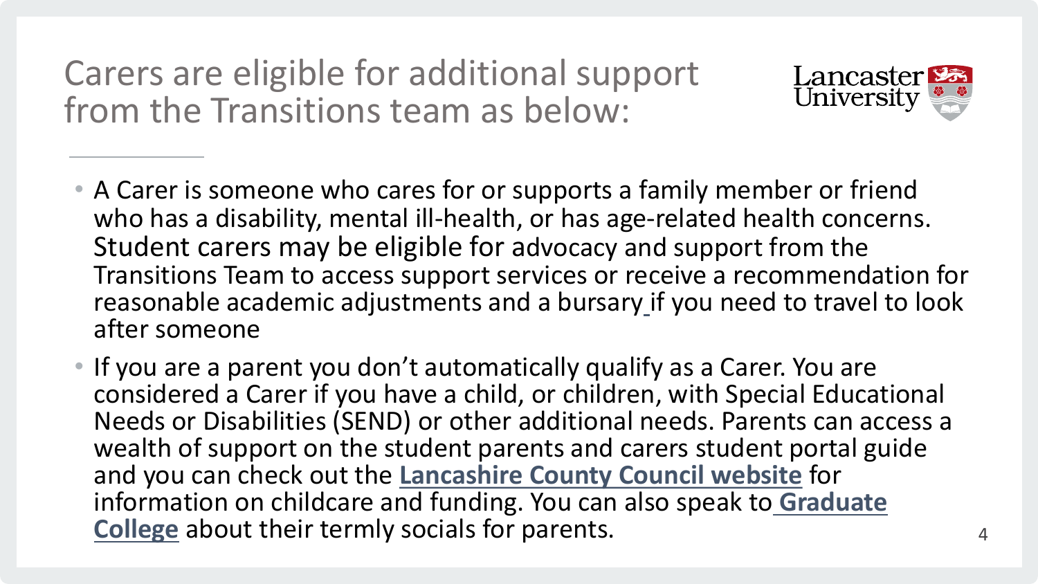# Carers are eligible for additional support from the Transitions team as below:

- A Carer is someone who cares for or supports a family member or friend who has a disability, mental ill-health, or has age-related health concerns. Student carers may be eligible for advocacy and support from the Transitions Team to access support services or receive a recommendation for reasonable academic adjustments and a bursary if you need to travel to look after someone
- If you are a parent you don't automatically qualify as a Carer. You are considered a Carer if you have a child, or children, with Special Educational Needs or Disabilities (SEND) or other additional needs. Parents can access a wealth of support on the student parents and carers student portal guide and you can check out the **Lancashire County Council website** for information on childcare and funding. You can also speak to **Graduate College** about their termly socials for parents.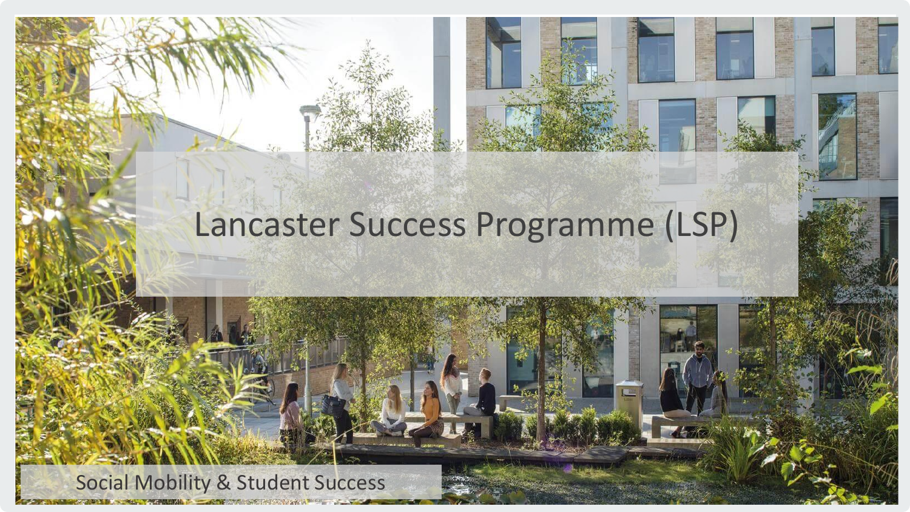# Lancaster Success Programme (LSP)

Social Mobility & Student Success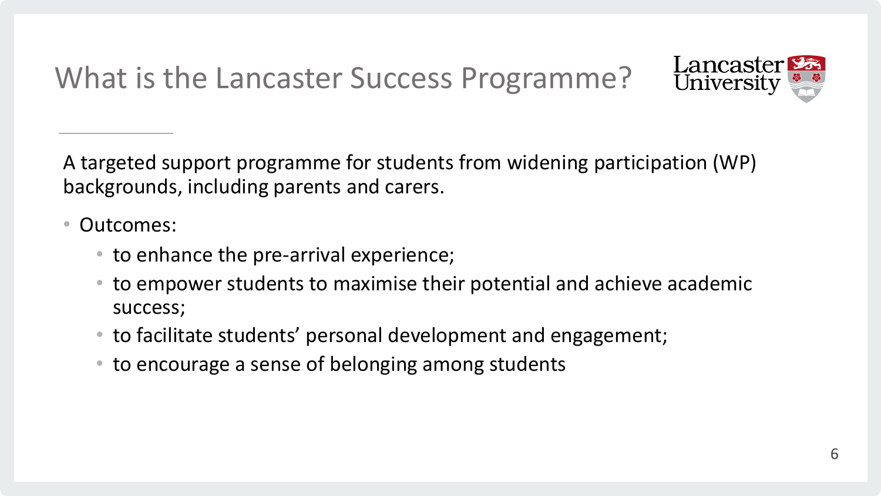# What is the Lancaster Success Programme?

A targeted support programme for students from widening participation (WP) backgrounds, including parents and carers.

- Outcomes:
  - to enhance the pre-arrival experience;
  - to empower students to maximise their potential and achieve academic success;
  - to facilitate students' personal development and engagement;
  - to encourage a sense of belonging among students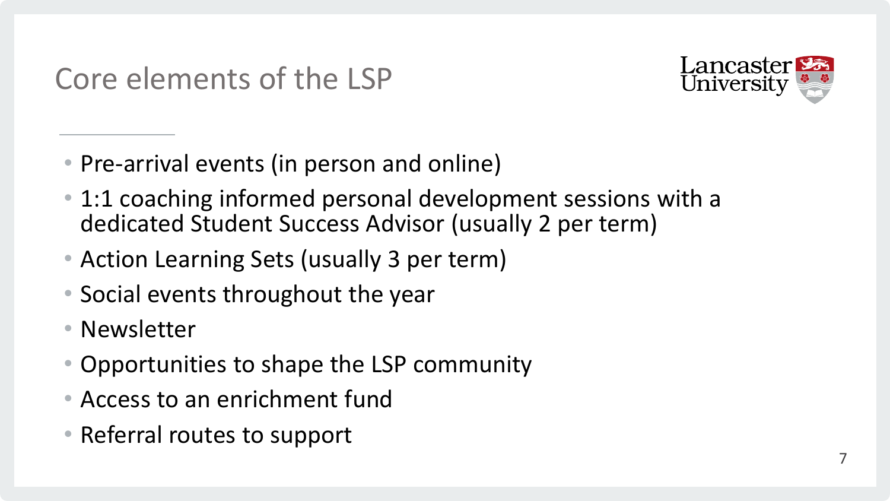# Core elements of the LSP

- Pre-arrival events (in person and online)
- 1:1 coaching informed personal development sessions with a dedicated Student Success Advisor (usually 2 per term)
- Action Learning Sets (usually 3 per term)
- Social events throughout the year
- Newsletter
- Opportunities to shape the LSP community
- Access to an enrichment fund
- Referral routes to support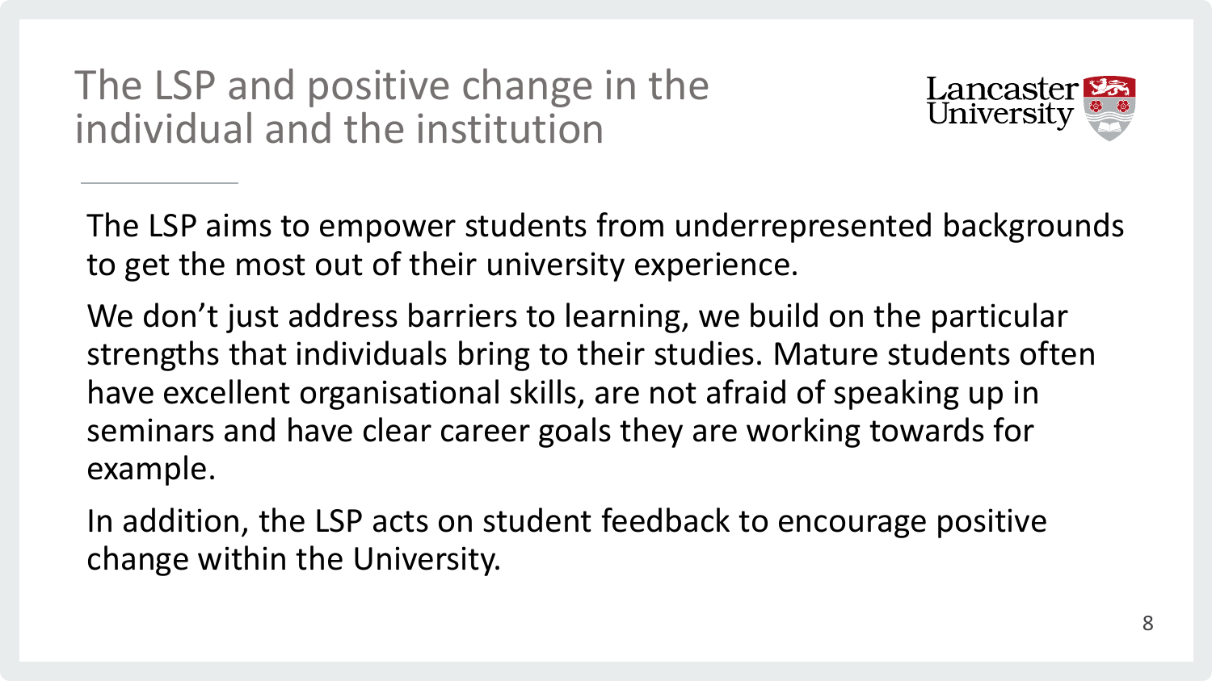# The LSP and positive change in the individual and the institution

The LSP aims to empower students from underrepresented backgrounds to get the most out of their university experience.

We don't just address barriers to learning, we build on the particular strengths that individuals bring to their studies. Mature students often have excellent organisational skills, are not afraid of speaking up in seminars and have clear career goals they are working towards for example.

In addition, the LSP acts on student feedback to encourage positive change within the University.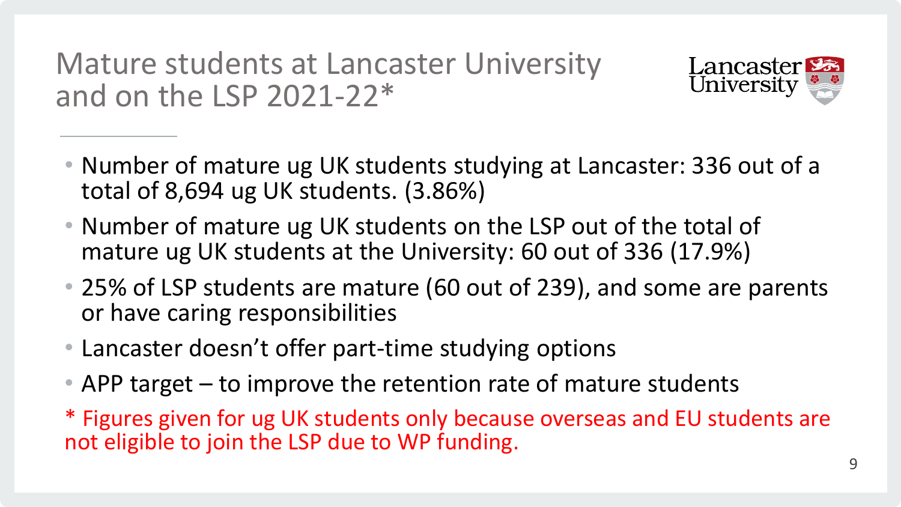# Mature students at Lancaster University and on the LSP 2021-22*

- Number of mature ug UK students studying at Lancaster: 336 out of a total of 8,694 ug UK students. (3.86%)
- Number of mature ug UK students on the LSP out of the total of mature ug UK students at the University: 60 out of 336 (17.9%)
- 25% of LSP students are mature (60 out of 239), and some are parents or have caring responsibilities
- Lancaster doesn't offer part-time studying options
- APP target – to improve the retention rate of mature students

* Figures given for ug UK students only because overseas and EU students are not eligible to join the LSP due to WP funding.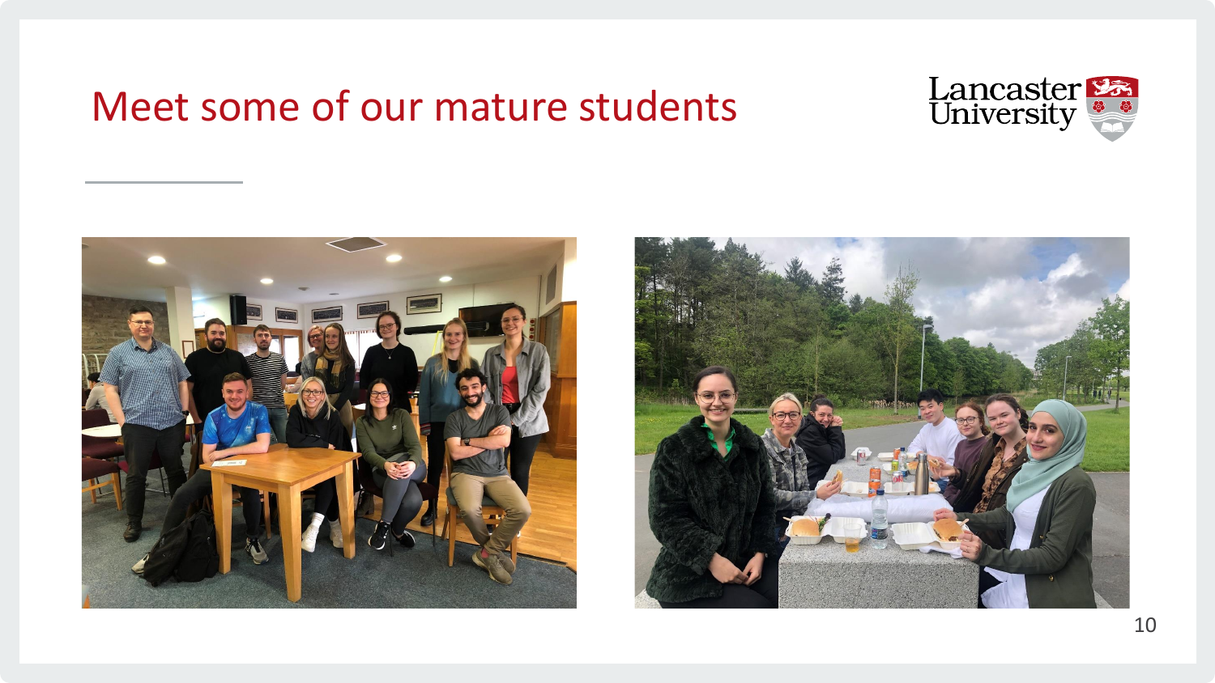# Meet some of our mature students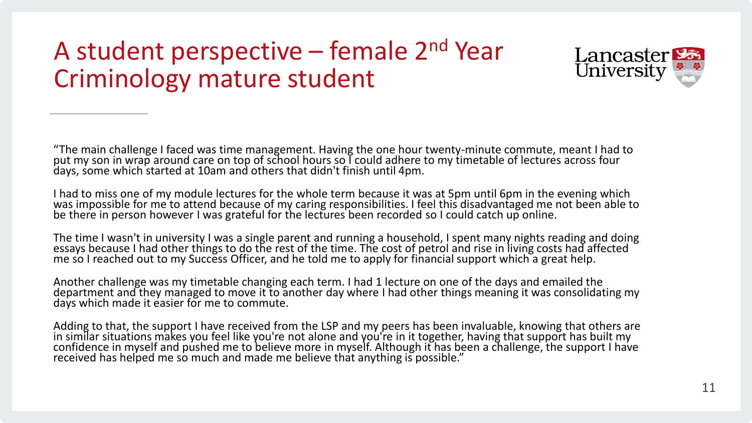# A student perspective – female 2nd Year Criminology mature student

"The main challenge I faced was time management. Having the one hour twenty-minute commute, meant I had to put my son in wrap around care on top of school hours so I could adhere to my timetable of lectures across four days, some which started at 10am and others that didn't finish until 4pm.

I had to miss one of my module lectures for the whole term because it was at 5pm until 6pm in the evening which was impossible for me to attend because of my caring responsibilities. I feel this disadvantaged me not been able to be there in person however I was grateful for the lectures been recorded so I could catch up online.

The time I wasn't in university I was a single parent and running a household, I spent many nights reading and doing essays because I had other things to do the rest of the time. The cost of petrol and rise in living costs had affected me so I reached out to my Success Officer, and he told me to apply for financial support which a great help.

Another challenge was my timetable changing each term. I had 1 lecture on one of the days and emailed the department and they managed to move it to another day where I had other things meaning it was consolidating my days which made it easier for me to commute.

Adding to that, the support I have received from the LSP and my peers has been invaluable, knowing that others are in similar situations makes you feel like you're not alone and you're in it together, having that support has built my confidence in myself and pushed me to believe more in myself. Although it has been a challenge, the support I have received has helped me so much and made me believe that anything is possible."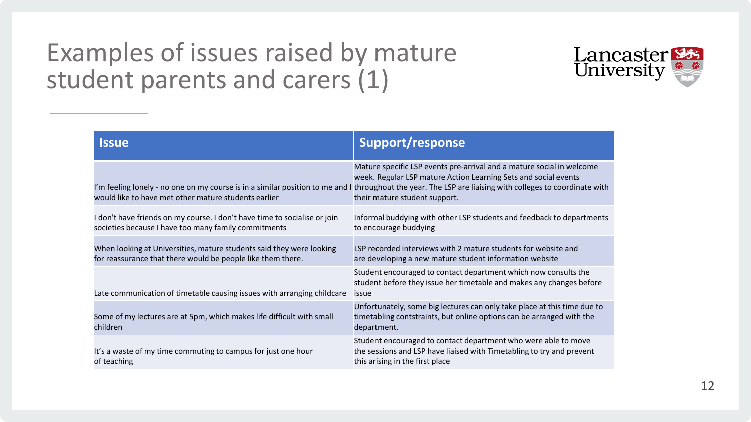# Examples of issues raised by mature student parents and carers (1)

| Issue | Support/response |
| --- | --- |
| I'm feeling lonely - no one on my course is in a similar position to me and I would like to have met other mature students earlier | Mature specific LSP events pre-arrival and a mature social in welcome week. Regular LSP mature Action Learning Sets and social events throughout the year. The LSP are liaising with colleges to coordinate with their mature student support. |
| I don't have friends on my course. I don't have time to socialise or join societies because I have too many family commitments | Informal buddying with other LSP students and feedback to departments to encourage buddying |
| When looking at Universities, mature students said they were looking for reassurance that there would be people like them there. | LSP recorded interviews with 2 mature students for website and are developing a new mature student information website |
| Late communication of timetable causing issues with arranging childcare | Student encouraged to contact department which now consults the student before they issue her timetable and makes any changes before issue |
| Some of my lectures are at 5pm, which makes life difficult with small children | Unfortunately, some big lectures can only take place at this time due to timetabling contstraints, but online options can be arranged with the department. |
| It's a waste of my time commuting to campus for just one hour of teaching | Student encouraged to contact department who were able to move the sessions and LSP have liaised with Timetabling to try and prevent this arising in the first place |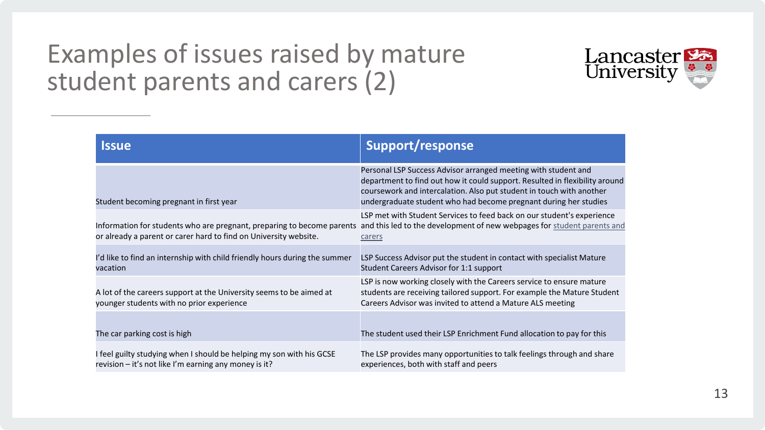# Examples of issues raised by mature student parents and carers (2)

| Issue | Support/response |
|---|---|
| Student becoming pregnant in first year | Personal LSP Success Advisor arranged meeting with student and department to find out how it could support. Resulted in flexibility around coursework and intercalation. Also put student in touch with another undergraduate student who had become pregnant during her studies |
| Information for students who are pregnant, preparing to become parents or already a parent or carer hard to find on University website. | LSP met with Student Services to feed back on our student's experience and this led to the development of new webpages for student parents and carers |
| I'd like to find an internship with child friendly hours during the summer vacation | LSP Success Advisor put the student in contact with specialist Mature Student Careers Advisor for 1:1 support |
| A lot of the careers support at the University seems to be aimed at younger students with no prior experience | LSP is now working closely with the Careers service to ensure mature students are receiving tailored support. For example the Mature Student Careers Advisor was invited to attend a Mature ALS meeting |
| The car parking cost is high | The student used their LSP Enrichment Fund allocation to pay for this |
| I feel guilty studying when I should be helping my son with his GCSE revision – it's not like I'm earning any money is it? | The LSP provides many opportunities to talk feelings through and share experiences, both with staff and peers |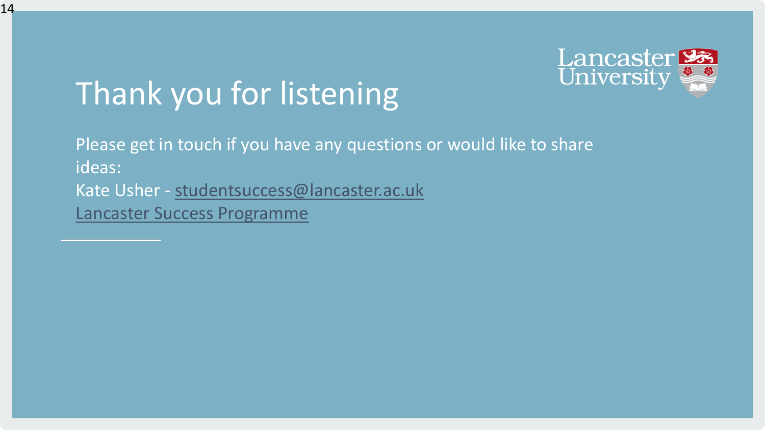# Thank you for listening

Please get in touch if you have any questions or would like to share ideas:

Kate Usher - studentsuccess@lancaster.ac.uk

Lancaster Success Programme